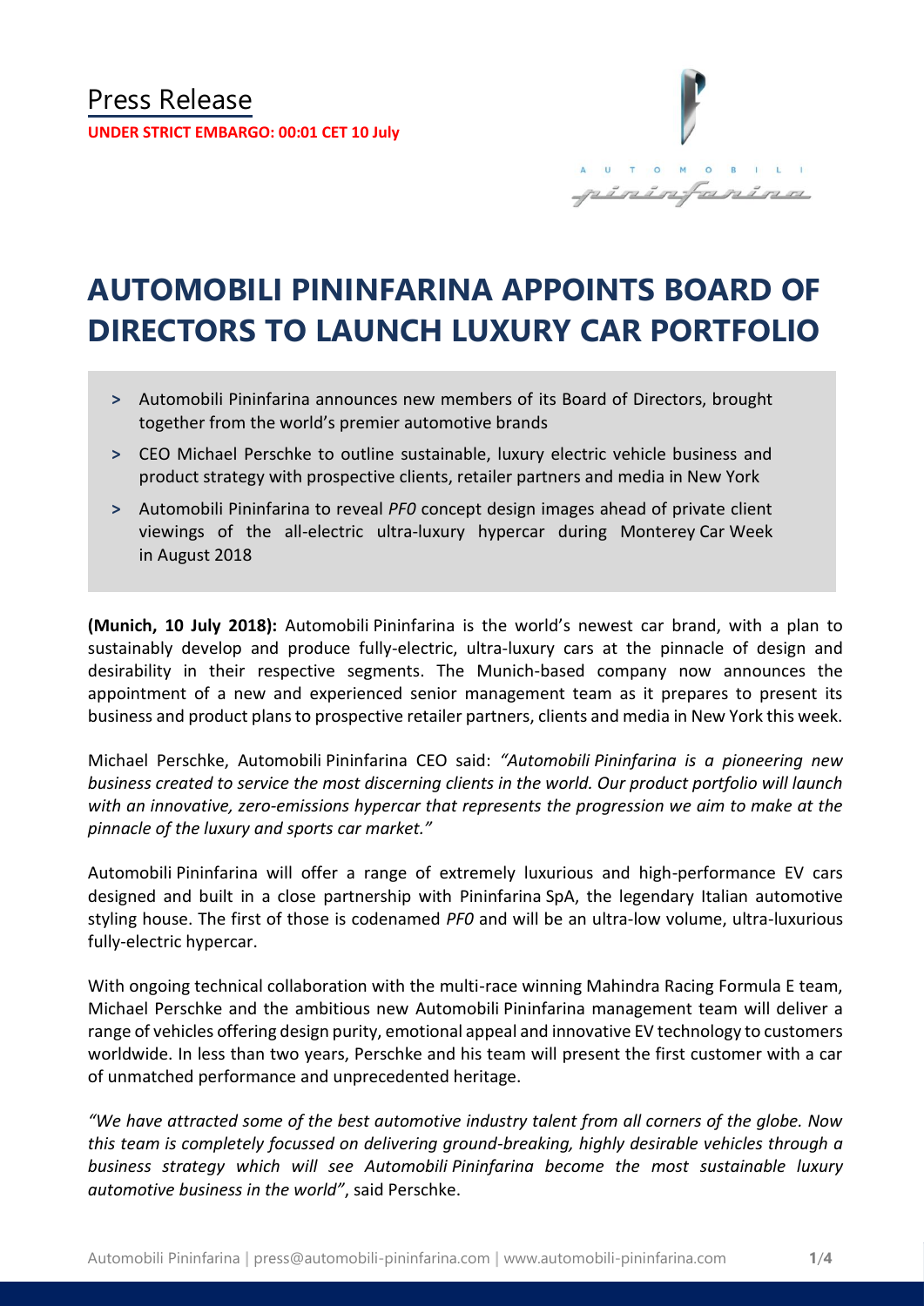Press Release

**UNDER STRICT EMBARGO: 00:01 CET 10 July**

# AUTOMOBILI PININFARINA APPOINTS BOARD OF DIRECTORS TO LAUNCH LUXURY CAR PORTFOLIO

> Automobili Pininfarina announces new members of its Board of Directors, brought together from the world's premier automotive brands

> CEO Michael Perschke to outline sustainable, luxury electric vehicle business and product strategy with prospective clients, retailer partners and media in New York

> Automobili Pininfarina to reveal *PF0* concept design images ahead of private client viewings of the all-electric ultra-luxury hypercar during Monterey Car Week in August 2018

**(Munich, 10 July 2018):** Automobili Pininfarina is the world's newest car brand, with a plan to sustainably develop and produce fully-electric, ultra-luxury cars at the pinnacle of design and desirability in their respective segments. The Munich-based company now announces the appointment of a new and experienced senior management team as it prepares to present its business and product plans to prospective retailer partners, clients and media in New York this week.

Michael Perschke, Automobili Pininfarina CEO said: *"Automobili Pininfarina is a pioneering new business created to service the most discerning clients in the world. Our product portfolio will launch with an innovative, zero-emissions hypercar that represents the progression we aim to make at the pinnacle of the luxury and sports car market."*

Automobili Pininfarina will offer a range of extremely luxurious and high-performance EV cars designed and built in a close partnership with Pininfarina SpA, the legendary Italian automotive styling house. The first of those is codenamed *PF0* and will be an ultra-low volume, ultra-luxurious fully-electric hypercar.

With ongoing technical collaboration with the multi-race winning Mahindra Racing Formula E team, Michael Perschke and the ambitious new Automobili Pininfarina management team will deliver a range of vehicles offering design purity, emotional appeal and innovative EV technology to customers worldwide. In less than two years, Perschke and his team will present the first customer with a car of unmatched performance and unprecedented heritage.

*"We have attracted some of the best automotive industry talent from all corners of the globe. Now this team is completely focussed on delivering ground-breaking, highly desirable vehicles through a business strategy which will see Automobili Pininfarina become the most sustainable luxury automotive business in the world"*, said Perschke.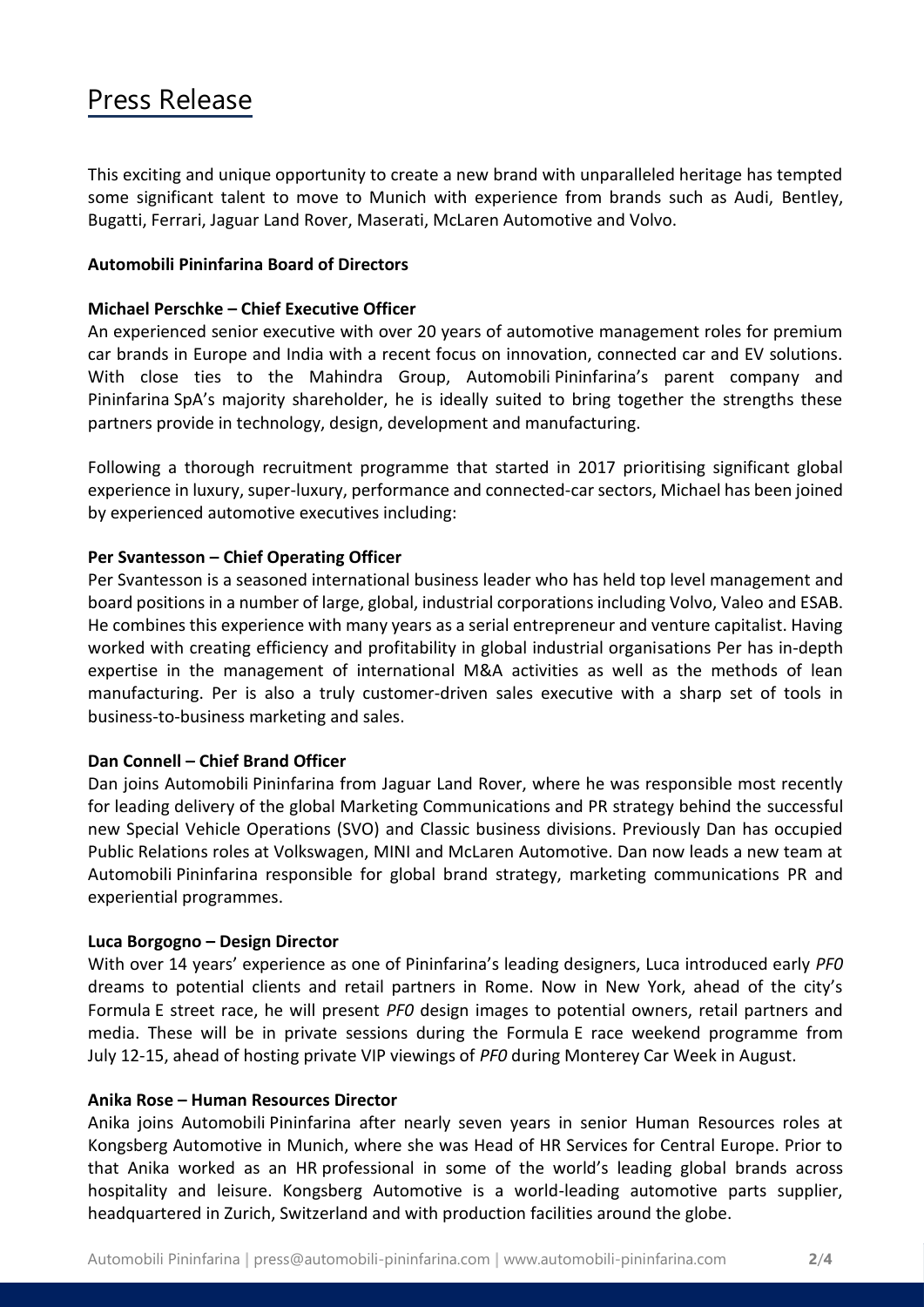# Press Release

This exciting and unique opportunity to create a new brand with unparalleled heritage has tempted some significant talent to move to Munich with experience from brands such as Audi, Bentley, Bugatti, Ferrari, Jaguar Land Rover, Maserati, McLaren Automotive and Volvo.

**Automobili Pininfarina Board of Directors**

**Michael Perschke – Chief Executive Officer**

An experienced senior executive with over 20 years of automotive management roles for premium car brands in Europe and India with a recent focus on innovation, connected car and EV solutions. With close ties to the Mahindra Group, Automobili Pininfarina's parent company and Pininfarina SpA's majority shareholder, he is ideally suited to bring together the strengths these partners provide in technology, design, development and manufacturing.

Following a thorough recruitment programme that started in 2017 prioritising significant global experience in luxury, super-luxury, performance and connected-car sectors, Michael has been joined by experienced automotive executives including:

**Per Svantesson – Chief Operating Officer**

Per Svantesson is a seasoned international business leader who has held top level management and board positions in a number of large, global, industrial corporations including Volvo, Valeo and ESAB. He combines this experience with many years as a serial entrepreneur and venture capitalist. Having worked with creating efficiency and profitability in global industrial organisations Per has in-depth expertise in the management of international M&A activities as well as the methods of lean manufacturing. Per is also a truly customer-driven sales executive with a sharp set of tools in business-to-business marketing and sales.

**Dan Connell – Chief Brand Officer**

Dan joins Automobili Pininfarina from Jaguar Land Rover, where he was responsible most recently for leading delivery of the global Marketing Communications and PR strategy behind the successful new Special Vehicle Operations (SVO) and Classic business divisions. Previously Dan has occupied Public Relations roles at Volkswagen, MINI and McLaren Automotive. Dan now leads a new team at Automobili Pininfarina responsible for global brand strategy, marketing communications PR and experiential programmes.

**Luca Borgogno – Design Director**

With over 14 years' experience as one of Pininfarina's leading designers, Luca introduced early *PF0* dreams to potential clients and retail partners in Rome. Now in New York, ahead of the city's Formula E street race, he will present *PF0* design images to potential owners, retail partners and media. These will be in private sessions during the Formula E race weekend programme from July 12-15, ahead of hosting private VIP viewings of *PF0* during Monterey Car Week in August.

**Anika Rose – Human Resources Director**

Anika joins Automobili Pininfarina after nearly seven years in senior Human Resources roles at Kongsberg Automotive in Munich, where she was Head of HR Services for Central Europe. Prior to that Anika worked as an HR professional in some of the world's leading global brands across hospitality and leisure. Kongsberg Automotive is a world-leading automotive parts supplier, headquartered in Zurich, Switzerland and with production facilities around the globe.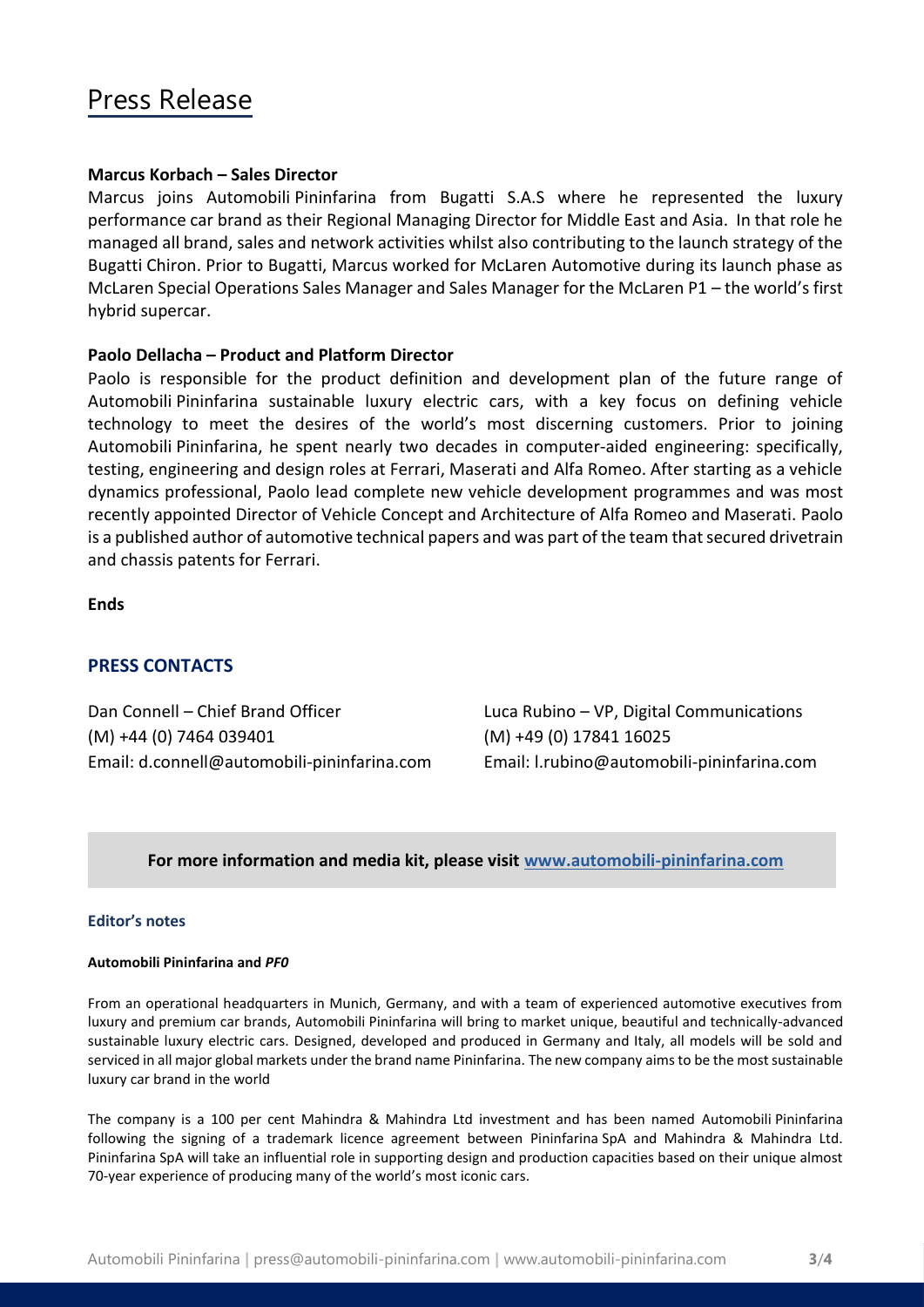# Press Release

**Marcus Korbach – Sales Director**

Marcus joins Automobili Pininfarina from Bugatti S.A.S where he represented the luxury performance car brand as their Regional Managing Director for Middle East and Asia. In that role he managed all brand, sales and network activities whilst also contributing to the launch strategy of the Bugatti Chiron. Prior to Bugatti, Marcus worked for McLaren Automotive during its launch phase as McLaren Special Operations Sales Manager and Sales Manager for the McLaren P1 – the world's first hybrid supercar.

**Paolo Dellacha – Product and Platform Director**

Paolo is responsible for the product definition and development plan of the future range of Automobili Pininfarina sustainable luxury electric cars, with a key focus on defining vehicle technology to meet the desires of the world's most discerning customers. Prior to joining Automobili Pininfarina, he spent nearly two decades in computer-aided engineering: specifically, testing, engineering and design roles at Ferrari, Maserati and Alfa Romeo. After starting as a vehicle dynamics professional, Paolo lead complete new vehicle development programmes and was most recently appointed Director of Vehicle Concept and Architecture of Alfa Romeo and Maserati. Paolo is a published author of automotive technical papers and was part of the team that secured drivetrain and chassis patents for Ferrari.

**Ends**

## PRESS CONTACTS

Dan Connell – Chief Brand Officer
(M) +44 (0) 7464 039401
Email: d.connell@automobili-pininfarina.com

Luca Rubino – VP, Digital Communications
(M) +49 (0) 17841 16025
Email: l.rubino@automobili-pininfarina.com

**For more information and media kit, please visit [www.automobili-pininfarina.com](www.automobili-pininfarina.com)**

### Editor's notes

**Automobili Pininfarina and *PF0***

From an operational headquarters in Munich, Germany, and with a team of experienced automotive executives from luxury and premium car brands, Automobili Pininfarina will bring to market unique, beautiful and technically-advanced sustainable luxury electric cars. Designed, developed and produced in Germany and Italy, all models will be sold and serviced in all major global markets under the brand name Pininfarina. The new company aims to be the most sustainable luxury car brand in the world

The company is a 100 per cent Mahindra & Mahindra Ltd investment and has been named Automobili Pininfarina following the signing of a trademark licence agreement between Pininfarina SpA and Mahindra & Mahindra Ltd. Pininfarina SpA will take an influential role in supporting design and production capacities based on their unique almost 70-year experience of producing many of the world's most iconic cars.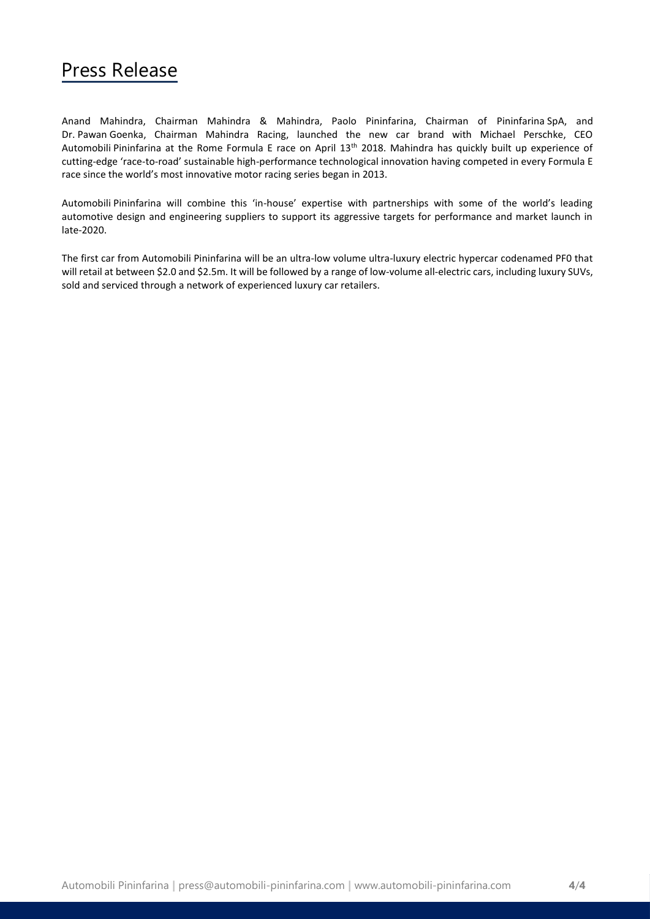# Press Release

Anand Mahindra, Chairman Mahindra & Mahindra, Paolo Pininfarina, Chairman of Pininfarina SpA, and Dr. Pawan Goenka, Chairman Mahindra Racing, launched the new car brand with Michael Perschke, CEO Automobili Pininfarina at the Rome Formula E race on April 13th 2018. Mahindra has quickly built up experience of cutting-edge 'race-to-road' sustainable high-performance technological innovation having competed in every Formula E race since the world's most innovative motor racing series began in 2013.

Automobili Pininfarina will combine this 'in-house' expertise with partnerships with some of the world's leading automotive design and engineering suppliers to support its aggressive targets for performance and market launch in late-2020.

The first car from Automobili Pininfarina will be an ultra-low volume ultra-luxury electric hypercar codenamed PF0 that will retail at between $2.0 and $2.5m. It will be followed by a range of low-volume all-electric cars, including luxury SUVs, sold and serviced through a network of experienced luxury car retailers.